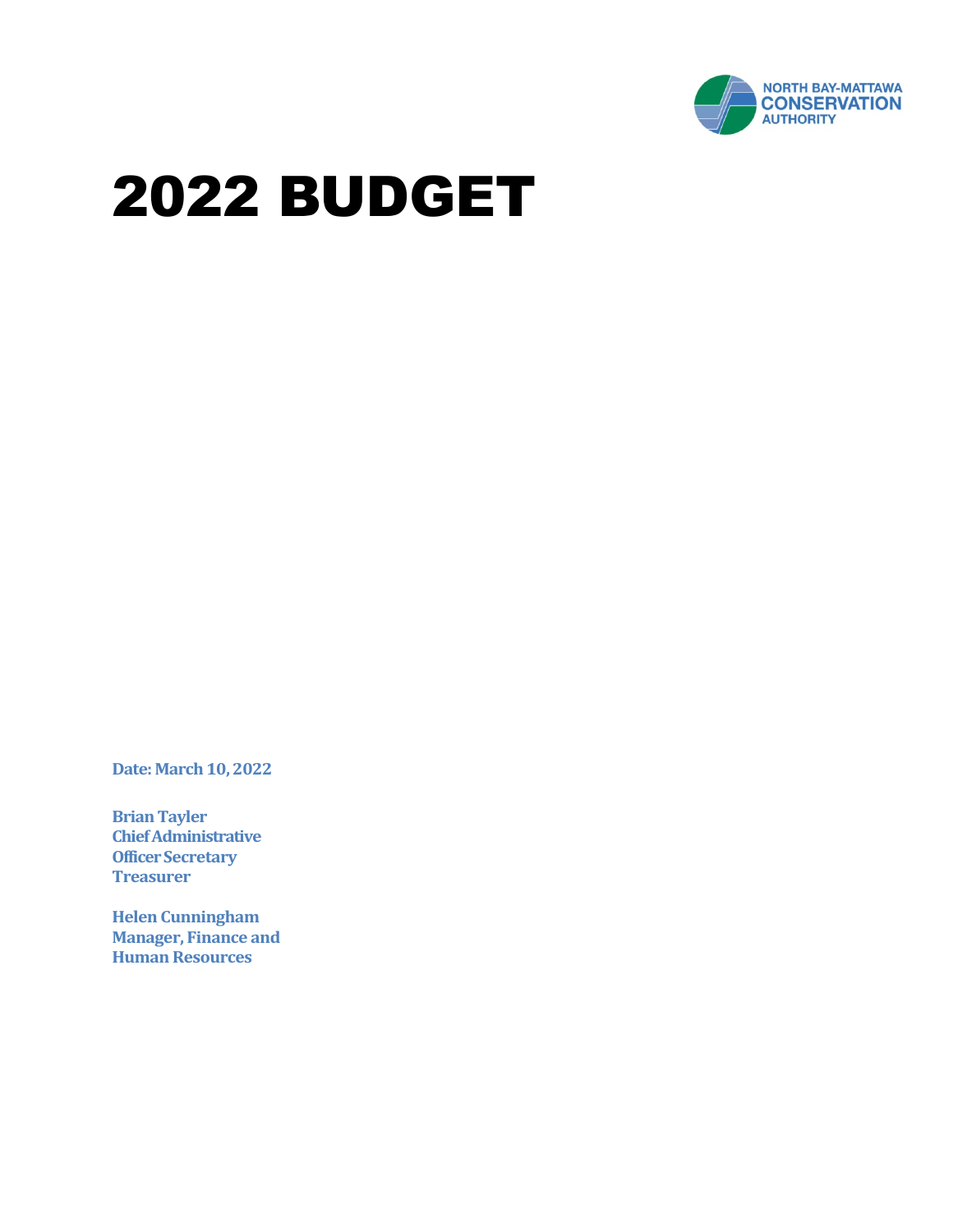NORTH BAY-MATTAWA
CONSERVATION
AUTHORITY

# 2022 BUDGET

**Date: March 10, 2022**

**Brian Tayler**
**Chief Administrative Officer Secretary Treasurer**

**Helen Cunningham**
**Manager, Finance and Human Resources**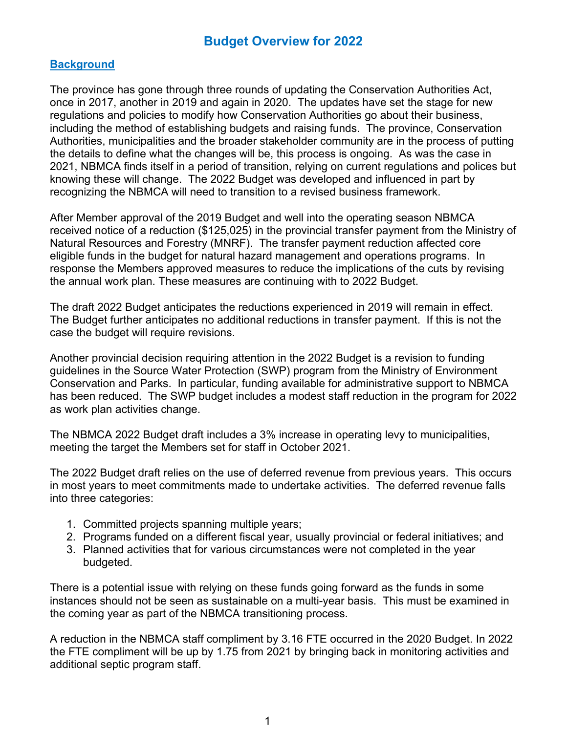# Budget Overview for 2022

## Background

The province has gone through three rounds of updating the Conservation Authorities Act, once in 2017, another in 2019 and again in 2020. The updates have set the stage for new regulations and policies to modify how Conservation Authorities go about their business, including the method of establishing budgets and raising funds. The province, Conservation Authorities, municipalities and the broader stakeholder community are in the process of putting the details to define what the changes will be, this process is ongoing. As was the case in 2021, NBMCA finds itself in a period of transition, relying on current regulations and polices but knowing these will change. The 2022 Budget was developed and influenced in part by recognizing the NBMCA will need to transition to a revised business framework.

After Member approval of the 2019 Budget and well into the operating season NBMCA received notice of a reduction ($125,025) in the provincial transfer payment from the Ministry of Natural Resources and Forestry (MNRF). The transfer payment reduction affected core eligible funds in the budget for natural hazard management and operations programs. In response the Members approved measures to reduce the implications of the cuts by revising the annual work plan. These measures are continuing with to 2022 Budget.

The draft 2022 Budget anticipates the reductions experienced in 2019 will remain in effect. The Budget further anticipates no additional reductions in transfer payment. If this is not the case the budget will require revisions.

Another provincial decision requiring attention in the 2022 Budget is a revision to funding guidelines in the Source Water Protection (SWP) program from the Ministry of Environment Conservation and Parks. In particular, funding available for administrative support to NBMCA has been reduced. The SWP budget includes a modest staff reduction in the program for 2022 as work plan activities change.

The NBMCA 2022 Budget draft includes a 3% increase in operating levy to municipalities, meeting the target the Members set for staff in October 2021.

The 2022 Budget draft relies on the use of deferred revenue from previous years. This occurs in most years to meet commitments made to undertake activities. The deferred revenue falls into three categories:

1. Committed projects spanning multiple years;
2. Programs funded on a different fiscal year, usually provincial or federal initiatives; and
3. Planned activities that for various circumstances were not completed in the year budgeted.

There is a potential issue with relying on these funds going forward as the funds in some instances should not be seen as sustainable on a multi-year basis. This must be examined in the coming year as part of the NBMCA transitioning process.

A reduction in the NBMCA staff compliment by 3.16 FTE occurred in the 2020 Budget. In 2022 the FTE compliment will be up by 1.75 from 2021 by bringing back in monitoring activities and additional septic program staff.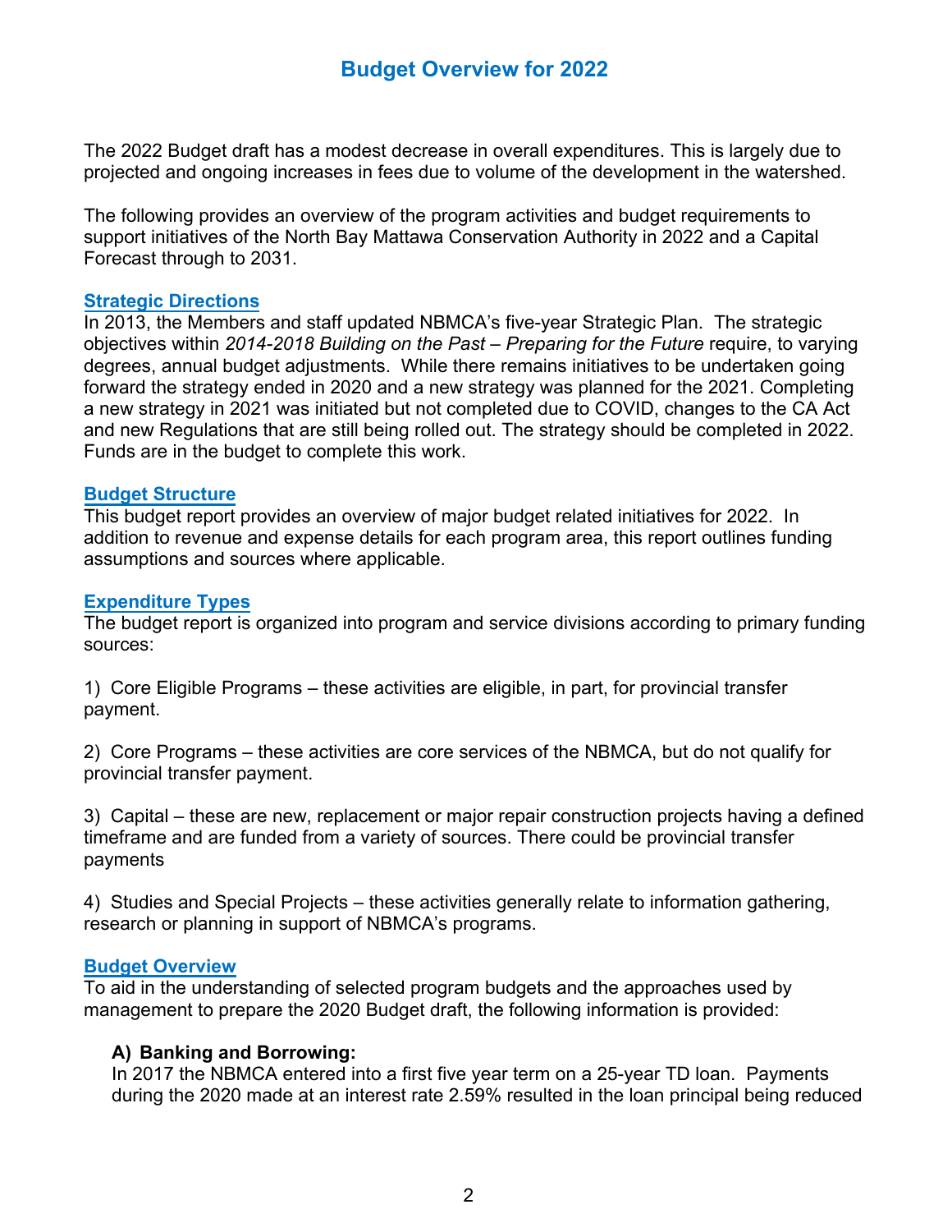# Budget Overview for 2022

The 2022 Budget draft has a modest decrease in overall expenditures. This is largely due to projected and ongoing increases in fees due to volume of the development in the watershed.

The following provides an overview of the program activities and budget requirements to support initiatives of the North Bay Mattawa Conservation Authority in 2022 and a Capital Forecast through to 2031.

## Strategic Directions

In 2013, the Members and staff updated NBMCA's five-year Strategic Plan. The strategic objectives within *2014-2018 Building on the Past – Preparing for the Future* require, to varying degrees, annual budget adjustments. While there remains initiatives to be undertaken going forward the strategy ended in 2020 and a new strategy was planned for the 2021. Completing a new strategy in 2021 was initiated but not completed due to COVID, changes to the CA Act and new Regulations that are still being rolled out. The strategy should be completed in 2022. Funds are in the budget to complete this work.

## Budget Structure

This budget report provides an overview of major budget related initiatives for 2022. In addition to revenue and expense details for each program area, this report outlines funding assumptions and sources where applicable.

## Expenditure Types

The budget report is organized into program and service divisions according to primary funding sources:

1) Core Eligible Programs – these activities are eligible, in part, for provincial transfer payment.

2) Core Programs – these activities are core services of the NBMCA, but do not qualify for provincial transfer payment.

3) Capital – these are new, replacement or major repair construction projects having a defined timeframe and are funded from a variety of sources. There could be provincial transfer payments

4) Studies and Special Projects – these activities generally relate to information gathering, research or planning in support of NBMCA's programs.

## Budget Overview

To aid in the understanding of selected program budgets and the approaches used by management to prepare the 2020 Budget draft, the following information is provided:

### A) Banking and Borrowing:

In 2017 the NBMCA entered into a first five year term on a 25-year TD loan. Payments during the 2020 made at an interest rate 2.59% resulted in the loan principal being reduced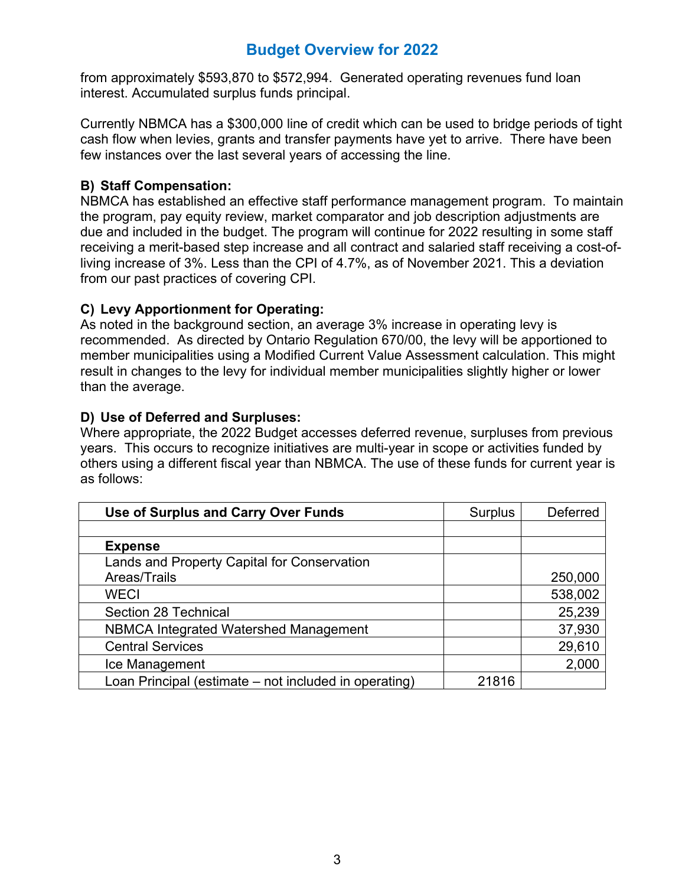from approximately $593,870 to $572,994. Generated operating revenues fund loan interest. Accumulated surplus funds principal.

Currently NBMCA has a $300,000 line of credit which can be used to bridge periods of tight cash flow when levies, grants and transfer payments have yet to arrive. There have been few instances over the last several years of accessing the line.

**B) Staff Compensation:**
NBMCA has established an effective staff performance management program. To maintain the program, pay equity review, market comparator and job description adjustments are due and included in the budget. The program will continue for 2022 resulting in some staff receiving a merit-based step increase and all contract and salaried staff receiving a cost-of-living increase of 3%. Less than the CPI of 4.7%, as of November 2021. This a deviation from our past practices of covering CPI.

**C) Levy Apportionment for Operating:**
As noted in the background section, an average 3% increase in operating levy is recommended. As directed by Ontario Regulation 670/00, the levy will be apportioned to member municipalities using a Modified Current Value Assessment calculation. This might result in changes to the levy for individual member municipalities slightly higher or lower than the average.

**D) Use of Deferred and Surpluses:**
Where appropriate, the 2022 Budget accesses deferred revenue, surpluses from previous years. This occurs to recognize initiatives are multi-year in scope or activities funded by others using a different fiscal year than NBMCA. The use of these funds for current year is as follows:

| **Use of Surplus and Carry Over Funds** | Surplus | Deferred |
|---|---|---|
| | | |
| **Expense** | | |
| Lands and Property Capital for Conservation Areas/Trails | | 250,000 |
| WECI | | 538,002 |
| Section 28 Technical | | 25,239 |
| NBMCA Integrated Watershed Management | | 37,930 |
| Central Services | | 29,610 |
| Ice Management | | 2,000 |
| Loan Principal (estimate – not included in operating) | 21816 | |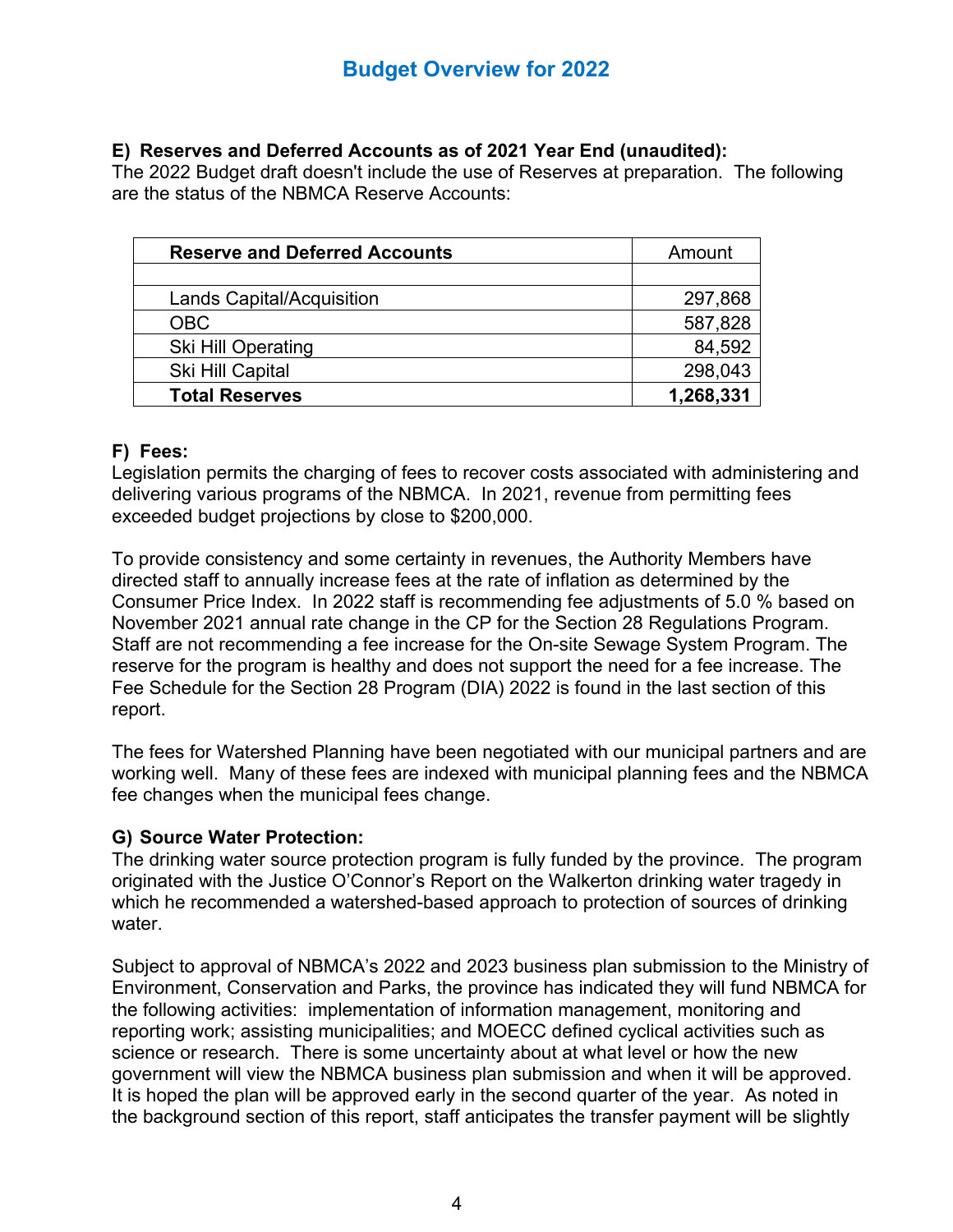# Budget Overview for 2022

**E) Reserves and Deferred Accounts as of 2021 Year End (unaudited):**
The 2022 Budget draft doesn't include the use of Reserves at preparation. The following are the status of the NBMCA Reserve Accounts:

| **Reserve and Deferred Accounts** | Amount |
|---|---|
| | |
| Lands Capital/Acquisition | 297,868 |
| OBC | 587,828 |
| Ski Hill Operating | 84,592 |
| Ski Hill Capital | 298,043 |
| **Total Reserves** | **1,268,331** |

**F) Fees:**
Legislation permits the charging of fees to recover costs associated with administering and delivering various programs of the NBMCA. In 2021, revenue from permitting fees exceeded budget projections by close to $200,000.

To provide consistency and some certainty in revenues, the Authority Members have directed staff to annually increase fees at the rate of inflation as determined by the Consumer Price Index. In 2022 staff is recommending fee adjustments of 5.0 % based on November 2021 annual rate change in the CP for the Section 28 Regulations Program. Staff are not recommending a fee increase for the On-site Sewage System Program. The reserve for the program is healthy and does not support the need for a fee increase. The Fee Schedule for the Section 28 Program (DIA) 2022 is found in the last section of this report.

The fees for Watershed Planning have been negotiated with our municipal partners and are working well. Many of these fees are indexed with municipal planning fees and the NBMCA fee changes when the municipal fees change.

**G) Source Water Protection:**
The drinking water source protection program is fully funded by the province. The program originated with the Justice O'Connor's Report on the Walkerton drinking water tragedy in which he recommended a watershed-based approach to protection of sources of drinking water.

Subject to approval of NBMCA's 2022 and 2023 business plan submission to the Ministry of Environment, Conservation and Parks, the province has indicated they will fund NBMCA for the following activities: implementation of information management, monitoring and reporting work; assisting municipalities; and MOECC defined cyclical activities such as science or research. There is some uncertainty about at what level or how the new government will view the NBMCA business plan submission and when it will be approved. It is hoped the plan will be approved early in the second quarter of the year. As noted in the background section of this report, staff anticipates the transfer payment will be slightly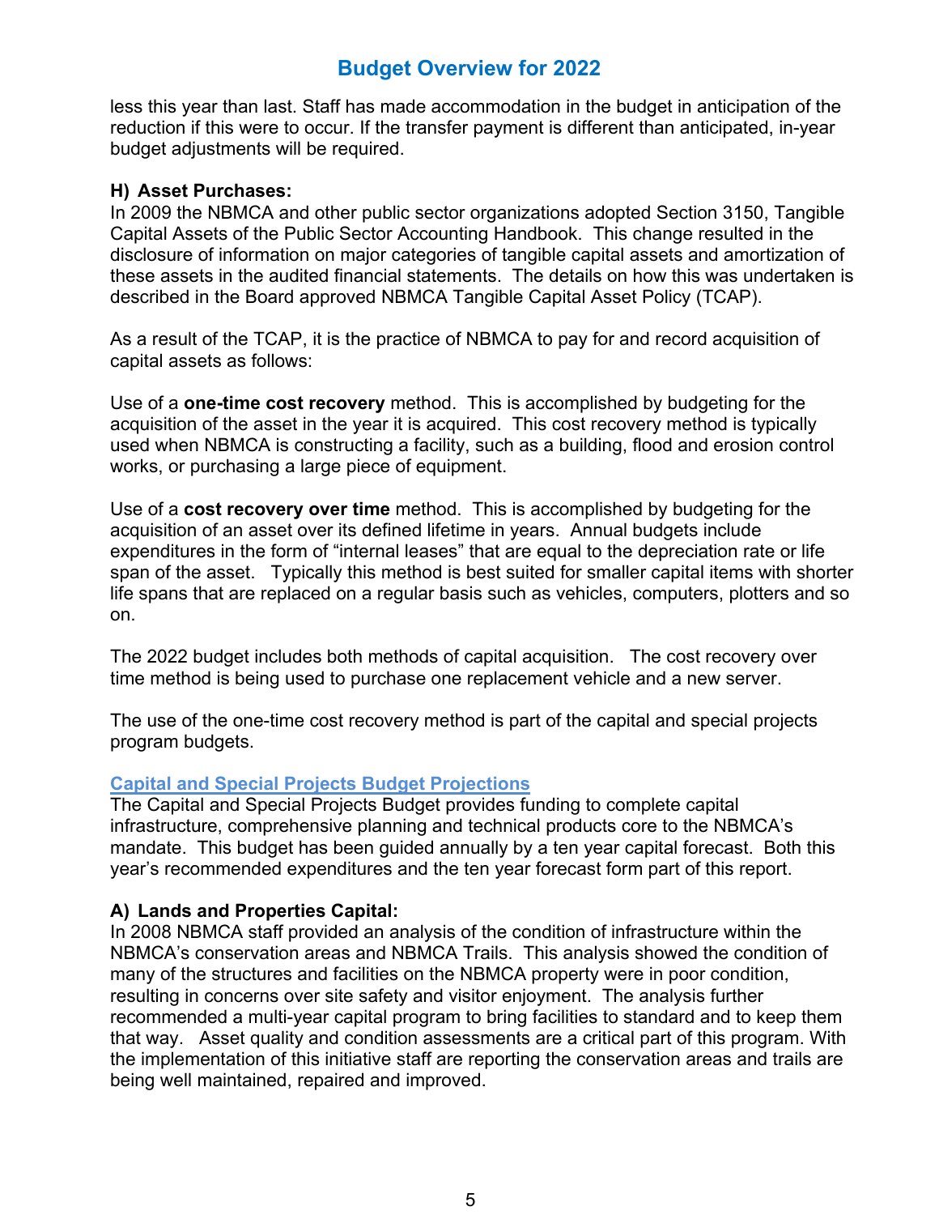less this year than last. Staff has made accommodation in the budget in anticipation of the reduction if this were to occur. If the transfer payment is different than anticipated, in-year budget adjustments will be required.

### H) Asset Purchases:

In 2009 the NBMCA and other public sector organizations adopted Section 3150, Tangible Capital Assets of the Public Sector Accounting Handbook. This change resulted in the disclosure of information on major categories of tangible capital assets and amortization of these assets in the audited financial statements. The details on how this was undertaken is described in the Board approved NBMCA Tangible Capital Asset Policy (TCAP).

As a result of the TCAP, it is the practice of NBMCA to pay for and record acquisition of capital assets as follows:

Use of a **one-time cost recovery** method. This is accomplished by budgeting for the acquisition of the asset in the year it is acquired. This cost recovery method is typically used when NBMCA is constructing a facility, such as a building, flood and erosion control works, or purchasing a large piece of equipment.

Use of a **cost recovery over time** method. This is accomplished by budgeting for the acquisition of an asset over its defined lifetime in years. Annual budgets include expenditures in the form of "internal leases" that are equal to the depreciation rate or life span of the asset. Typically this method is best suited for smaller capital items with shorter life spans that are replaced on a regular basis such as vehicles, computers, plotters and so on.

The 2022 budget includes both methods of capital acquisition. The cost recovery over time method is being used to purchase one replacement vehicle and a new server.

The use of the one-time cost recovery method is part of the capital and special projects program budgets.

## Capital and Special Projects Budget Projections

The Capital and Special Projects Budget provides funding to complete capital infrastructure, comprehensive planning and technical products core to the NBMCA's mandate. This budget has been guided annually by a ten year capital forecast. Both this year's recommended expenditures and the ten year forecast form part of this report.

### A) Lands and Properties Capital:

In 2008 NBMCA staff provided an analysis of the condition of infrastructure within the NBMCA's conservation areas and NBMCA Trails. This analysis showed the condition of many of the structures and facilities on the NBMCA property were in poor condition, resulting in concerns over site safety and visitor enjoyment. The analysis further recommended a multi-year capital program to bring facilities to standard and to keep them that way. Asset quality and condition assessments are a critical part of this program. With the implementation of this initiative staff are reporting the conservation areas and trails are being well maintained, repaired and improved.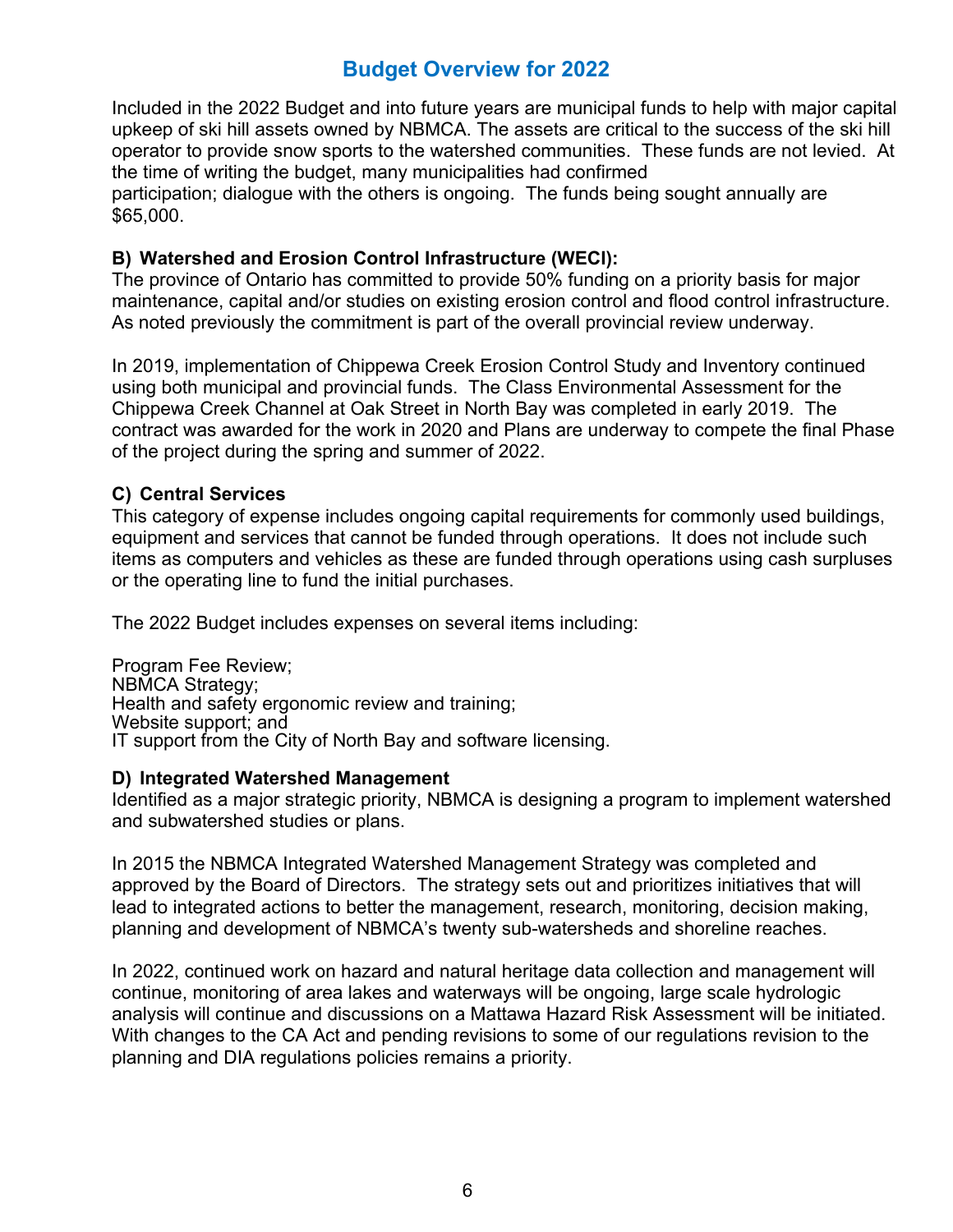## Budget Overview for 2022

Included in the 2022 Budget and into future years are municipal funds to help with major capital upkeep of ski hill assets owned by NBMCA. The assets are critical to the success of the ski hill operator to provide snow sports to the watershed communities. These funds are not levied. At the time of writing the budget, many municipalities had confirmed participation; dialogue with the others is ongoing. The funds being sought annually are $65,000.

**B) Watershed and Erosion Control Infrastructure (WECI):**
The province of Ontario has committed to provide 50% funding on a priority basis for major maintenance, capital and/or studies on existing erosion control and flood control infrastructure. As noted previously the commitment is part of the overall provincial review underway.

In 2019, implementation of Chippewa Creek Erosion Control Study and Inventory continued using both municipal and provincial funds. The Class Environmental Assessment for the Chippewa Creek Channel at Oak Street in North Bay was completed in early 2019. The contract was awarded for the work in 2020 and Plans are underway to compete the final Phase of the project during the spring and summer of 2022.

**C) Central Services**
This category of expense includes ongoing capital requirements for commonly used buildings, equipment and services that cannot be funded through operations. It does not include such items as computers and vehicles as these are funded through operations using cash surpluses or the operating line to fund the initial purchases.

The 2022 Budget includes expenses on several items including:

Program Fee Review;
NBMCA Strategy;
Health and safety ergonomic review and training;
Website support; and
IT support from the City of North Bay and software licensing.

**D) Integrated Watershed Management**
Identified as a major strategic priority, NBMCA is designing a program to implement watershed and subwatershed studies or plans.

In 2015 the NBMCA Integrated Watershed Management Strategy was completed and approved by the Board of Directors. The strategy sets out and prioritizes initiatives that will lead to integrated actions to better the management, research, monitoring, decision making, planning and development of NBMCA's twenty sub-watersheds and shoreline reaches.

In 2022, continued work on hazard and natural heritage data collection and management will continue, monitoring of area lakes and waterways will be ongoing, large scale hydrologic analysis will continue and discussions on a Mattawa Hazard Risk Assessment will be initiated. With changes to the CA Act and pending revisions to some of our regulations revision to the planning and DIA regulations policies remains a priority.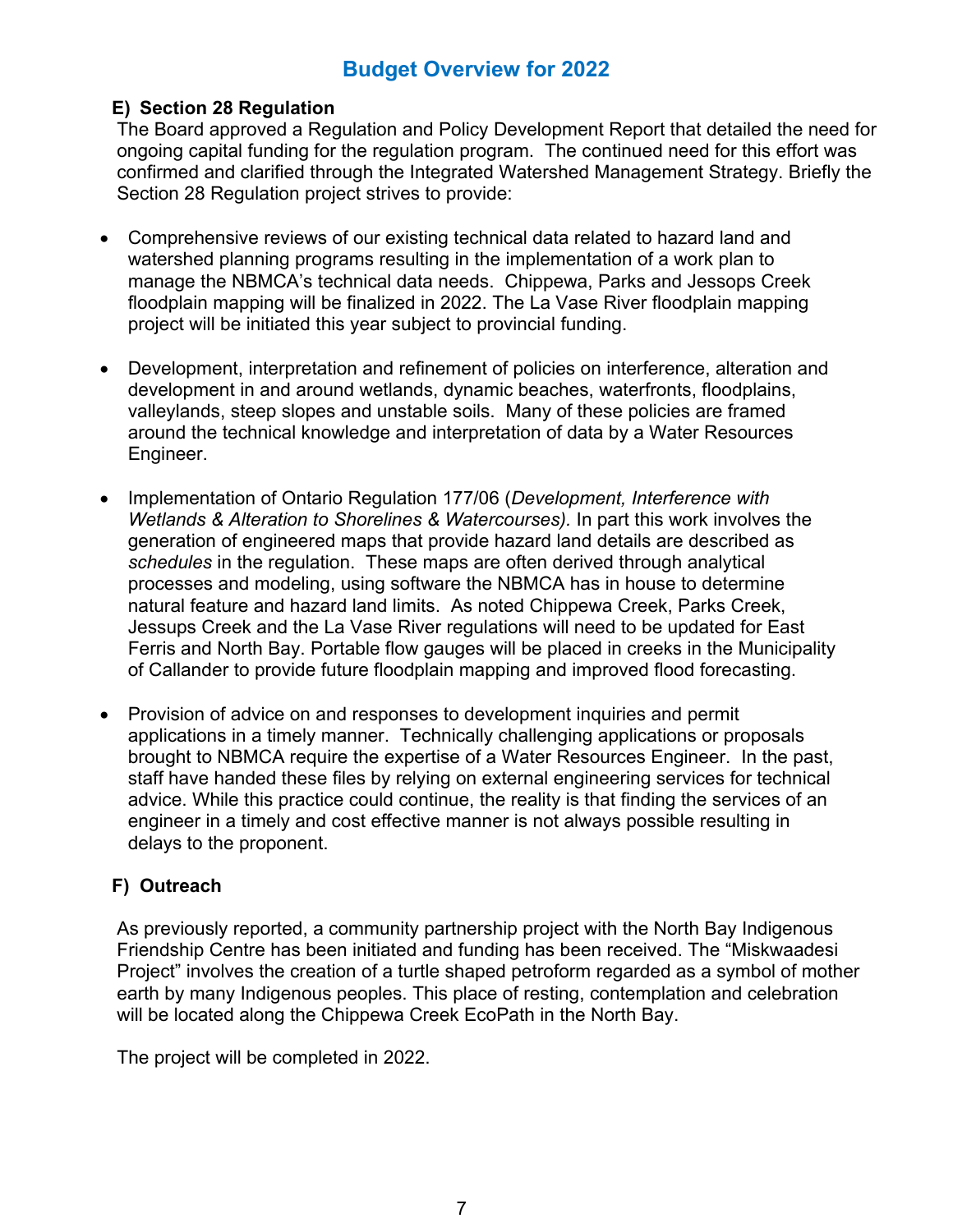# Budget Overview for 2022

**E) Section 28 Regulation**

The Board approved a Regulation and Policy Development Report that detailed the need for ongoing capital funding for the regulation program. The continued need for this effort was confirmed and clarified through the Integrated Watershed Management Strategy. Briefly the Section 28 Regulation project strives to provide:

- Comprehensive reviews of our existing technical data related to hazard land and watershed planning programs resulting in the implementation of a work plan to manage the NBMCA's technical data needs. Chippewa, Parks and Jessops Creek floodplain mapping will be finalized in 2022. The La Vase River floodplain mapping project will be initiated this year subject to provincial funding.

- Development, interpretation and refinement of policies on interference, alteration and development in and around wetlands, dynamic beaches, waterfronts, floodplains, valleylands, steep slopes and unstable soils. Many of these policies are framed around the technical knowledge and interpretation of data by a Water Resources Engineer.

- Implementation of Ontario Regulation 177/06 (*Development, Interference with Wetlands & Alteration to Shorelines & Watercourses).* In part this work involves the generation of engineered maps that provide hazard land details are described as *schedules* in the regulation. These maps are often derived through analytical processes and modeling, using software the NBMCA has in house to determine natural feature and hazard land limits. As noted Chippewa Creek, Parks Creek, Jessups Creek and the La Vase River regulations will need to be updated for East Ferris and North Bay. Portable flow gauges will be placed in creeks in the Municipality of Callander to provide future floodplain mapping and improved flood forecasting.

- Provision of advice on and responses to development inquiries and permit applications in a timely manner. Technically challenging applications or proposals brought to NBMCA require the expertise of a Water Resources Engineer. In the past, staff have handed these files by relying on external engineering services for technical advice. While this practice could continue, the reality is that finding the services of an engineer in a timely and cost effective manner is not always possible resulting in delays to the proponent.

**F) Outreach**

As previously reported, a community partnership project with the North Bay Indigenous Friendship Centre has been initiated and funding has been received. The "Miskwaadesi Project" involves the creation of a turtle shaped petroform regarded as a symbol of mother earth by many Indigenous peoples. This place of resting, contemplation and celebration will be located along the Chippewa Creek EcoPath in the North Bay.

The project will be completed in 2022.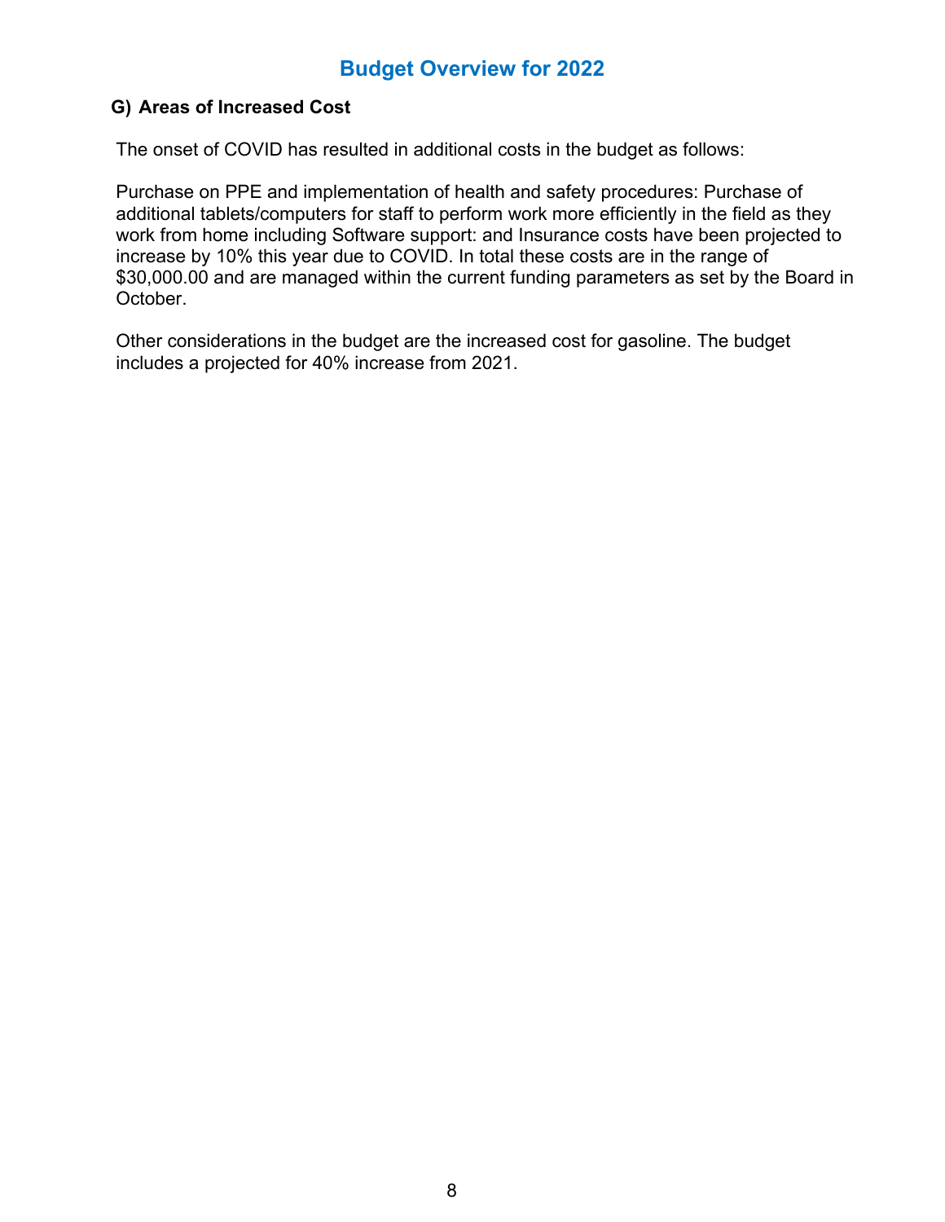# Budget Overview for 2022

## G) Areas of Increased Cost

The onset of COVID has resulted in additional costs in the budget as follows:

Purchase on PPE and implementation of health and safety procedures: Purchase of additional tablets/computers for staff to perform work more efficiently in the field as they work from home including Software support: and Insurance costs have been projected to increase by 10% this year due to COVID. In total these costs are in the range of $30,000.00 and are managed within the current funding parameters as set by the Board in October.

Other considerations in the budget are the increased cost for gasoline. The budget includes a projected for 40% increase from 2021.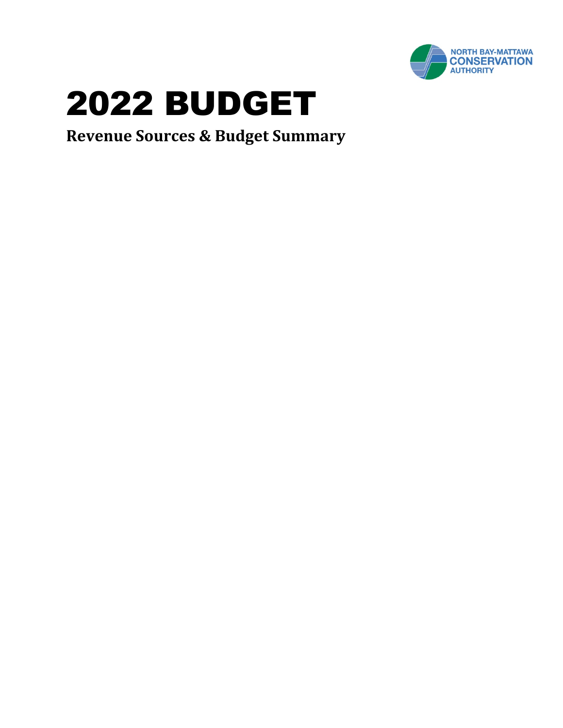NORTH BAY-MATTAWA CONSERVATION AUTHORITY

# 2022 BUDGET

## Revenue Sources & Budget Summary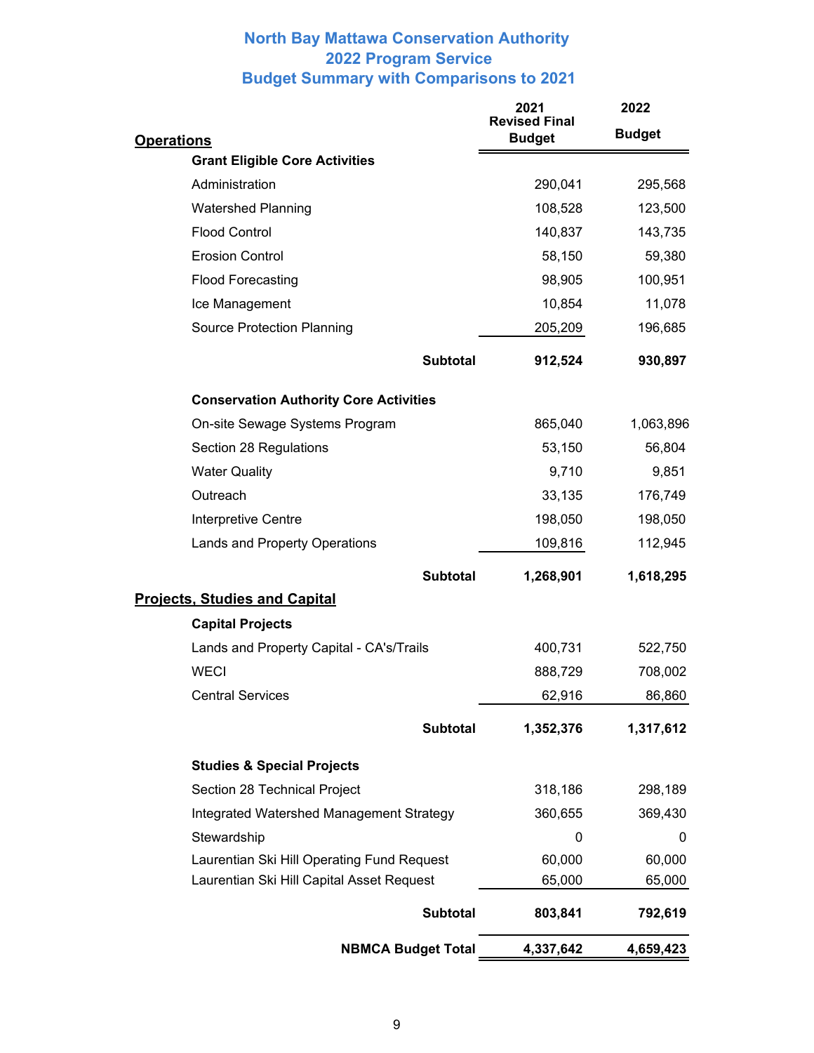# North Bay Mattawa Conservation Authority
# 2022 Program Service
# Budget Summary with Comparisons to 2021

| Operations | 2021 Revised Final Budget | 2022 Budget |
|---|---|---|
| **Grant Eligible Core Activities** | | |
| Administration | 290,041 | 295,568 |
| Watershed Planning | 108,528 | 123,500 |
| Flood Control | 140,837 | 143,735 |
| Erosion Control | 58,150 | 59,380 |
| Flood Forecasting | 98,905 | 100,951 |
| Ice Management | 10,854 | 11,078 |
| Source Protection Planning | 205,209 | 196,685 |
| **Subtotal** | **912,524** | **930,897** |
| **Conservation Authority Core Activities** | | |
| On-site Sewage Systems Program | 865,040 | 1,063,896 |
| Section 28 Regulations | 53,150 | 56,804 |
| Water Quality | 9,710 | 9,851 |
| Outreach | 33,135 | 176,749 |
| Interpretive Centre | 198,050 | 198,050 |
| Lands and Property Operations | 109,816 | 112,945 |
| **Subtotal** | **1,268,901** | **1,618,295** |
| **Projects, Studies and Capital** | | |
| **Capital Projects** | | |
| Lands and Property Capital - CA's/Trails | 400,731 | 522,750 |
| WECI | 888,729 | 708,002 |
| Central Services | 62,916 | 86,860 |
| **Subtotal** | **1,352,376** | **1,317,612** |
| **Studies & Special Projects** | | |
| Section 28 Technical Project | 318,186 | 298,189 |
| Integrated Watershed Management Strategy | 360,655 | 369,430 |
| Stewardship | 0 | 0 |
| Laurentian Ski Hill Operating Fund Request | 60,000 | 60,000 |
| Laurentian Ski Hill Capital Asset Request | 65,000 | 65,000 |
| **Subtotal** | **803,841** | **792,619** |
| **NBMCA Budget Total** | **4,337,642** | **4,659,423** |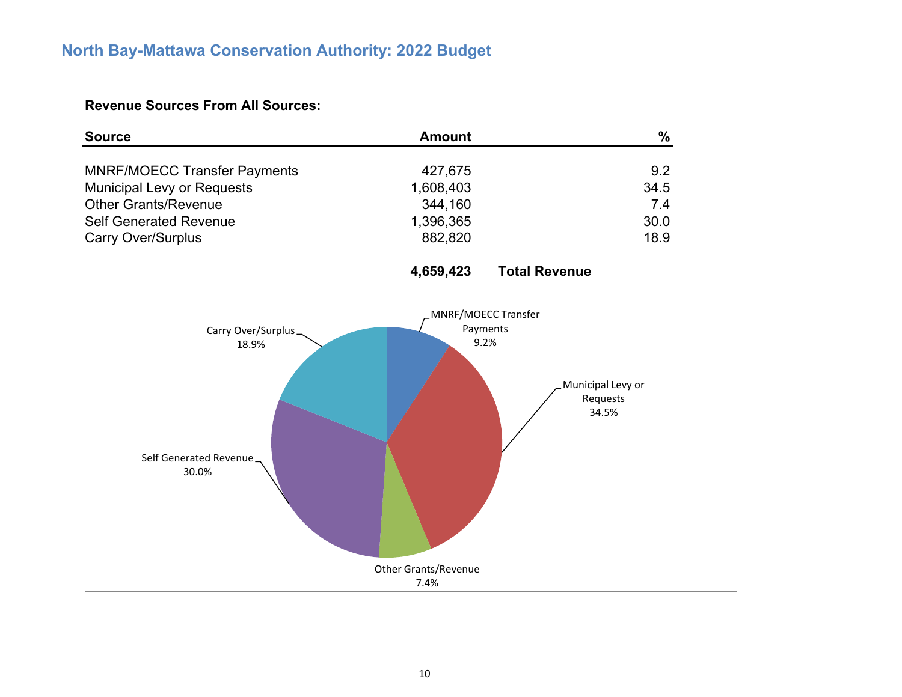# North Bay-Mattawa Conservation Authority: 2022 Budget

**Revenue Sources From All Sources:**

| Source | Amount | % |
|---|---|---|
| MNRF/MOECC Transfer Payments | 427,675 | 9.2 |
| Municipal Levy or Requests | 1,608,403 | 34.5 |
| Other Grants/Revenue | 344,160 | 7.4 |
| Self Generated Revenue | 1,396,365 | 30.0 |
| Carry Over/Surplus | 882,820 | 18.9 |
| | **4,659,423** | **Total Revenue** |

Carry Over/Surplus 18.9%

MNRF/MOECC Transfer Payments 9.2%

Municipal Levy or Requests 34.5%

Self Generated Revenue 30.0%

Other Grants/Revenue 7.4%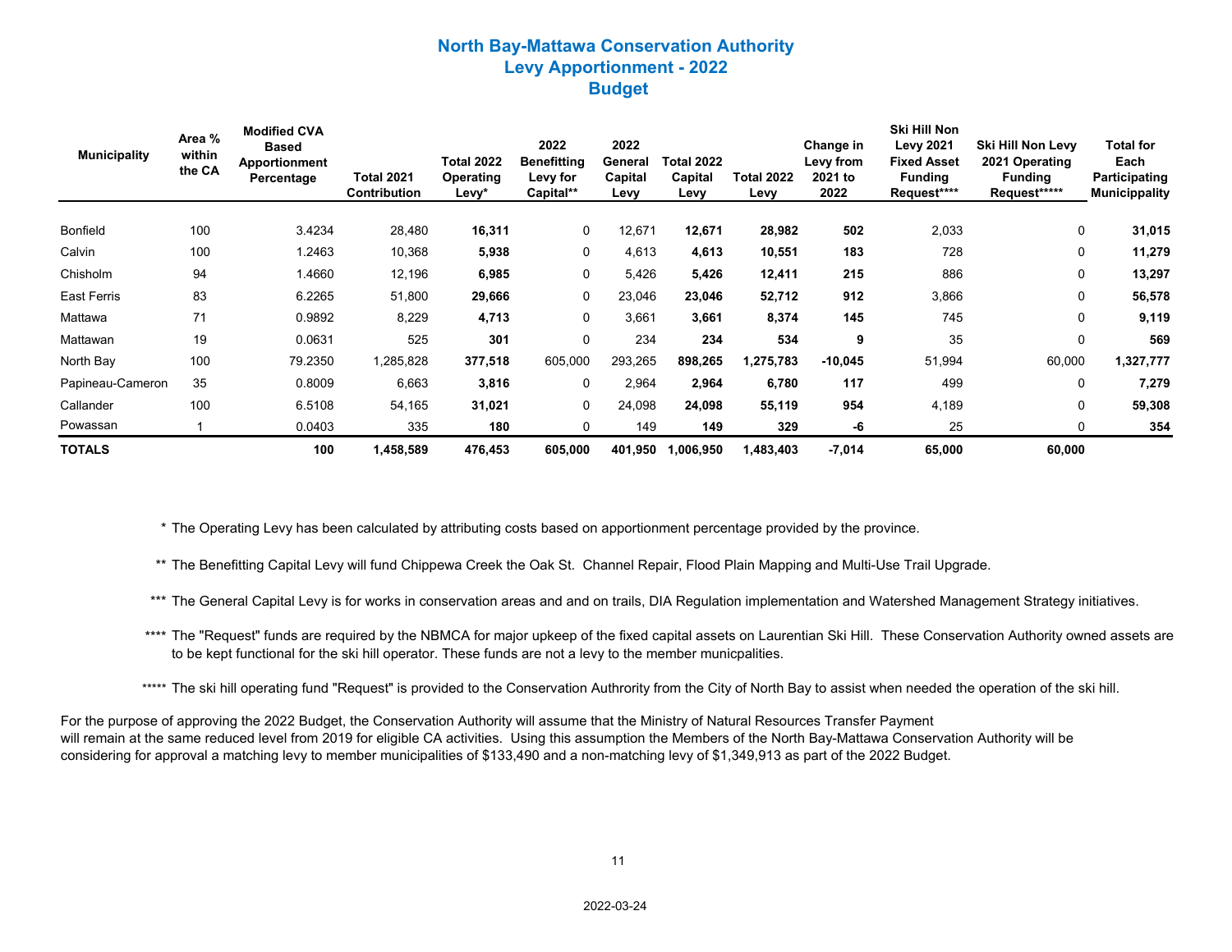# North Bay-Mattawa Conservation Authority
## Levy Apportionment - 2022
## Budget

| Municipality | Area % within the CA | Modified CVA Based Apportionment Percentage | Total 2021 Contribution | Total 2022 Operating Levy* | 2022 Benefitting Levy for Capital** | 2022 General Capital Levy | Total 2022 Capital Levy | Total 2022 Levy | Change in Levy from 2021 to 2022 | Ski Hill Non Levy 2021 Fixed Asset Funding Request**** | Ski Hill Non Levy 2021 Operating Funding Request***** | Total for Each Participating Municippality |
|---|---|---|---|---|---|---|---|---|---|---|---|---|
| Bonfield | 100 | 3.4234 | 28,480 | **16,311** | 0 | 12,671 | **12,671** | **28,982** | **502** | 2,033 | 0 | **31,015** |
| Calvin | 100 | 1.2463 | 10,368 | **5,938** | 0 | 4,613 | **4,613** | **10,551** | **183** | 728 | 0 | **11,279** |
| Chisholm | 94 | 1.4660 | 12,196 | **6,985** | 0 | 5,426 | **5,426** | **12,411** | **215** | 886 | 0 | **13,297** |
| East Ferris | 83 | 6.2265 | 51,800 | **29,666** | 0 | 23,046 | **23,046** | **52,712** | **912** | 3,866 | 0 | **56,578** |
| Mattawa | 71 | 0.9892 | 8,229 | **4,713** | 0 | 3,661 | **3,661** | **8,374** | **145** | 745 | 0 | **9,119** |
| Mattawan | 19 | 0.0631 | 525 | **301** | 0 | 234 | **234** | **534** | **9** | 35 | 0 | **569** |
| North Bay | 100 | 79.2350 | 1,285,828 | **377,518** | 605,000 | 293,265 | **898,265** | **1,275,783** | **-10,045** | 51,994 | 60,000 | **1,327,777** |
| Papineau-Cameron | 35 | 0.8009 | 6,663 | **3,816** | 0 | 2,964 | **2,964** | **6,780** | **117** | 499 | 0 | **7,279** |
| Callander | 100 | 6.5108 | 54,165 | **31,021** | 0 | 24,098 | **24,098** | **55,119** | **954** | 4,189 | 0 | **59,308** |
| Powassan | 1 | 0.0403 | 335 | **180** | 0 | 149 | **149** | **329** | **-6** | 25 | 0 | **354** |
| **TOTALS** | | **100** | **1,458,589** | **476,453** | **605,000** | **401,950** | **1,006,950** | **1,483,403** | **-7,014** | **65,000** | **60,000** | |

\* The Operating Levy has been calculated by attributing costs based on apportionment percentage provided by the province.

\** The Benefitting Capital Levy will fund Chippewa Creek the Oak St. Channel Repair, Flood Plain Mapping and Multi-Use Trail Upgrade.

\*** The General Capital Levy is for works in conservation areas and and on trails, DIA Regulation implementation and Watershed Management Strategy initiatives.

\**** The "Request" funds are required by the NBMCA for major upkeep of the fixed capital assets on Laurentian Ski Hill. These Conservation Authority owned assets are to be kept functional for the ski hill operator. These funds are not a levy to the member municpalities.

\***** The ski hill operating fund "Request" is provided to the Conservation Authrority from the City of North Bay to assist when needed the operation of the ski hill.

For the purpose of approving the 2022 Budget, the Conservation Authority will assume that the Ministry of Natural Resources Transfer Payment will remain at the same reduced level from 2019 for eligible CA activities. Using this assumption the Members of the North Bay-Mattawa Conservation Authority will be considering for approval a matching levy to member municipalities of $133,490 and a non-matching levy of $1,349,913 as part of the 2022 Budget.

2022-03-24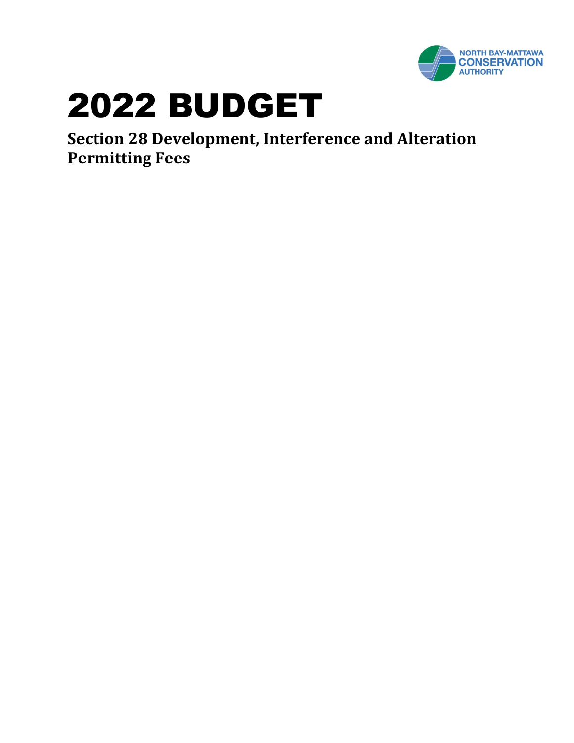NORTH BAY-MATTAWA
CONSERVATION
AUTHORITY

# 2022 BUDGET

## Section 28 Development, Interference and Alteration Permitting Fees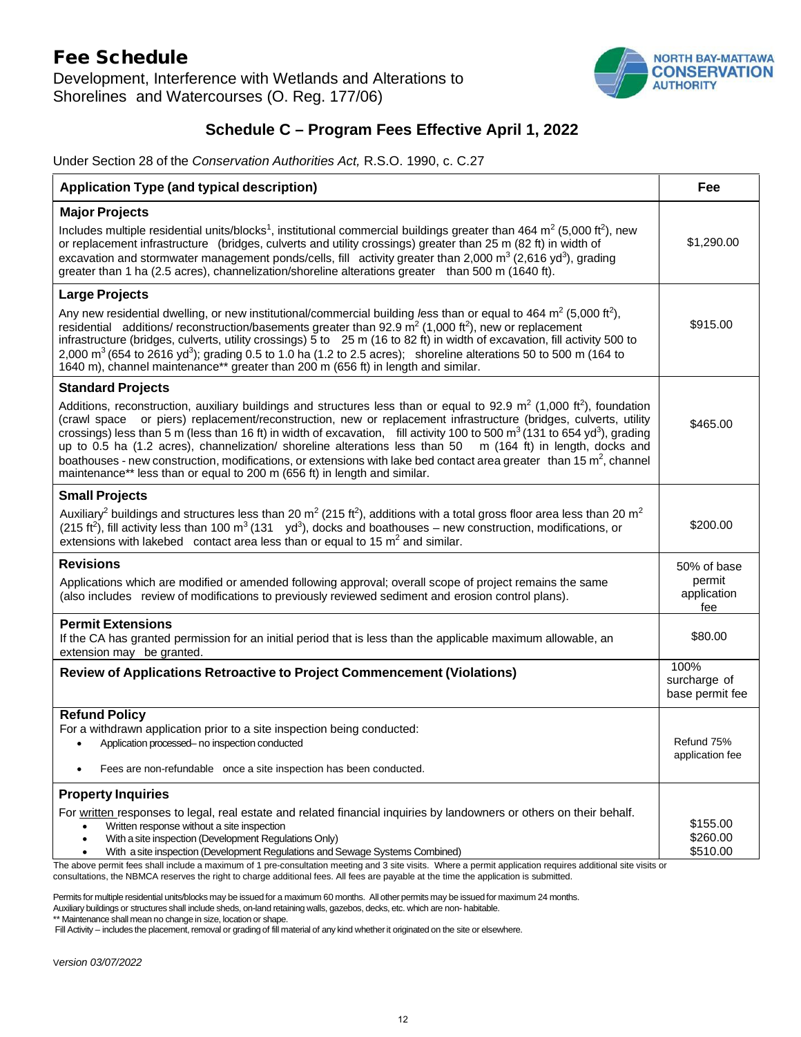# Fee Schedule

Development, Interference with Wetlands and Alterations to Shorelines and Watercourses (O. Reg. 177/06)

NORTH BAY-MATTAWA CONSERVATION AUTHORITY

## Schedule C – Program Fees Effective April 1, 2022

Under Section 28 of the *Conservation Authorities Act,* R.S.O. 1990, c. C.27

| Application Type (and typical description) | Fee |
|---|---|
| **Major Projects**<br>Includes multiple residential units/blocks[1], institutional commercial buildings greater than 464 $m^2$ (5,000 $ft^2$), new or replacement infrastructure (bridges, culverts and utility crossings) greater than 25 m (82 ft) in width of excavation and stormwater management ponds/cells, fill activity greater than 2,000 $m^3$ (2,616 $yd^3$), grading greater than 1 ha (2.5 acres), channelization/shoreline alterations greater than 500 m (1640 ft). | $1,290.00 |
| **Large Projects**<br>Any new residential dwelling, or new institutional/commercial building less than or equal to 464 $m^2$ (5,000 $ft^2$), residential additions/ reconstruction/basements greater than 92.9 $m^2$ (1,000 $ft^2$), new or replacement infrastructure (bridges, culverts, utility crossings) 5 to 25 m (16 to 82 ft) in width of excavation, fill activity 500 to 2,000 $m^3$ (654 to 2616 $yd^3$); grading 0.5 to 1.0 ha (1.2 to 2.5 acres); shoreline alterations 50 to 500 m (164 to 1640 m), channel maintenance** greater than 200 m (656 ft) in length and similar. | $915.00 |
| **Standard Projects**<br>Additions, reconstruction, auxiliary buildings and structures less than or equal to 92.9 $m^2$ (1,000 $ft^2$), foundation (crawl space or piers) replacement/reconstruction, new or replacement infrastructure (bridges, culverts, utility crossings) less than 5 m (less than 16 ft) in width of excavation, fill activity 100 to 500 $m^3$ (131 to 654 $yd^3$), grading up to 0.5 ha (1.2 acres), channelization/ shoreline alterations less than 50 m (164 ft) in length, docks and boathouses - new construction, modifications, or extensions with lake bed contact area greater than 15 $m^2$, channel maintenance** less than or equal to 200 m (656 ft) in length and similar. | $465.00 |
| **Small Projects**<br>Auxiliary[2] buildings and structures less than 20 $m^2$ (215 $ft^2$), additions with a total gross floor area less than 20 $m^2$ (215 $ft^2$), fill activity less than 100 $m^3$ (131 $yd^3$), docks and boathouses – new construction, modifications, or extensions with lakebed contact area less than or equal to 15 $m^2$ and similar. | $200.00 |
| **Revisions**<br>Applications which are modified or amended following approval; overall scope of project remains the same (also includes review of modifications to previously reviewed sediment and erosion control plans). | 50% of base permit application fee |
| **Permit Extensions**<br>If the CA has granted permission for an initial period that is less than the applicable maximum allowable, an extension may be granted. | $80.00 |
| **Review of Applications Retroactive to Project Commencement (Violations)** | 100% surcharge of base permit fee |
| **Refund Policy**<br>For a withdrawn application prior to a site inspection being conducted:<br>• Application processed– no inspection conducted<br>• Fees are non-refundable once a site inspection has been conducted. | Refund 75% application fee |
| **Property Inquiries**<br>For written responses to legal, real estate and related financial inquiries by landowners or others on their behalf.<br>• Written response without a site inspection<br>• With a site inspection (Development Regulations Only)<br>• With a site inspection (Development Regulations and Sewage Systems Combined) | $155.00<br>$260.00<br>$510.00 |

The above permit fees shall include a maximum of 1 pre-consultation meeting and 3 site visits. Where a permit application requires additional site visits or consultations, the NBMCA reserves the right to charge additional fees. All fees are payable at the time the application is submitted.

Permits for multiple residential units/blocks may be issued for a maximum 60 months. All other permits may be issued for maximum 24 months.
Auxiliary buildings or structures shall include sheds, on-land retaining walls, gazebos, decks, etc. which are non- habitable.
** Maintenance shall mean no change in size, location or shape.
Fill Activity – includes the placement, removal or grading of fill material of any kind whether it originated on the site or elsewhere.

*Version 03/07/2022*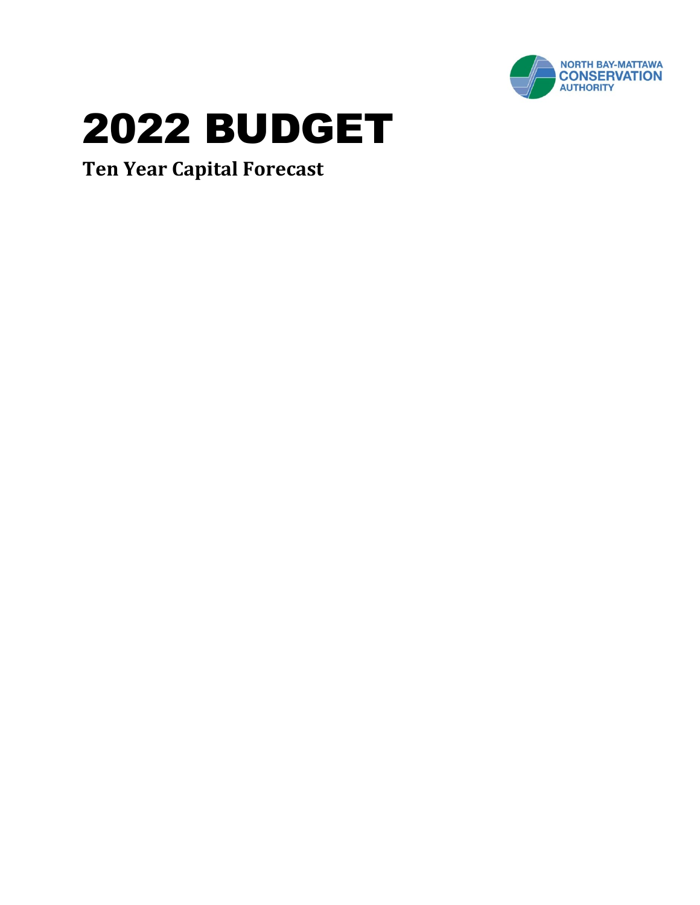# 2022 BUDGET

**Ten Year Capital Forecast**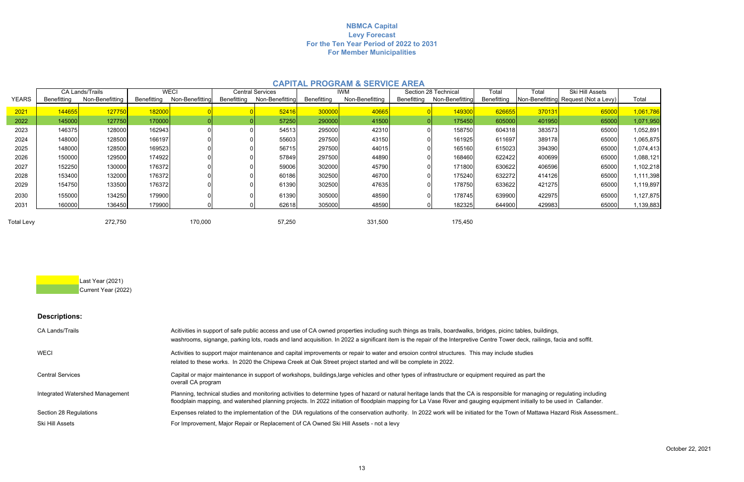**NBMCA Capital**
**Levy Forecast**
**For the Ten Year Period of 2022 to 2031**
**For Member Municipalities**

## CAPITAL PROGRAM & SERVICE AREA

| | CA Lands/Trails | | WECI | | Central Services | | IWM | | Section 28 Technical | | Total | Total | Ski Hill Assets | |
|---|---|---|---|---|---|---|---|---|---|---|---|---|---|---|
| YEARS | Benefitting | Non-Benefitting | Benefitting | Non-Benefitting | Benefitting | Non-Benefitting | Benefitting | Non-Benefitting | Benefitting | Non-Benefitting | Benefitting | Non-Benefitting | Request (Not a Levy) | Total |
| 2021 | 144655 | 127750 | 182000 | 0 | 0 | 52416 | 300000 | 40665 | 0 | 149300 | 626655 | 370131 | 65000 | 1,061,786 |
| 2022 | 145000 | 127750 | 170000 | 0 | 0 | 57250 | 290000 | 41500 | 0 | 175450 | 605000 | 401950 | 65000 | 1,071,950 |
| 2023 | 146375 | 128000 | 162943 | 0 | 0 | 54513 | 295000 | 42310 | 0 | 158750 | 604318 | 383573 | 65000 | 1,052,891 |
| 2024 | 148000 | 128500 | 166197 | 0 | 0 | 55603 | 297500 | 43150 | 0 | 161925 | 611697 | 389178 | 65000 | 1,065,875 |
| 2025 | 148000 | 128500 | 169523 | 0 | 0 | 56715 | 297500 | 44015 | 0 | 165160 | 615023 | 394390 | 65000 | 1,074,413 |
| 2026 | 150000 | 129500 | 174922 | 0 | 0 | 57849 | 297500 | 44890 | 0 | 168460 | 622422 | 400699 | 65000 | 1,088,121 |
| 2027 | 152250 | 130000 | 176372 | 0 | 0 | 59006 | 302000 | 45790 | 0 | 171800 | 630622 | 406596 | 65000 | 1,102,218 |
| 2028 | 153400 | 132000 | 176372 | 0 | 0 | 60186 | 302500 | 46700 | 0 | 175240 | 632272 | 414126 | 65000 | 1,111,398 |
| 2029 | 154750 | 133500 | 176372 | 0 | 0 | 61390 | 302500 | 47635 | 0 | 178750 | 633622 | 421275 | 65000 | 1,119,897 |
| 2030 | 155000 | 134250 | 179900 | 0 | 0 | 61390 | 305000 | 48590 | 0 | 178745 | 639900 | 422975 | 65000 | 1,127,875 |
| 2031 | 160000 | 136450 | 179900 | 0 | 0 | 62618 | 305000 | 48590 | 0 | 182325 | 644900 | 429983 | 65000 | 1,139,883 |
| Total Levy | | 272,750 | | 170,000 | | 57,250 | | 331,500 | | 175,450 | | | | |

Last Year (2021)
Current Year (2022)

### Descriptions:

| | |
|---|---|
| CA Lands/Trails | Acitivities in support of safe public access and use of CA owned properties including such things as trails, boardwalks, bridges, picinc tables, buildings, washrooms, signange, parking lots, roads and land acquisition. In 2022 a significant item is the repair of the Interpretive Centre Tower deck, railings, facia and soffit. |
| WECI | Activities to support major maintenance and capital improvements or repair to water and ersoion control structures. This may include studies related to these works. In 2020 the Chipewa Creek at Oak Street project started and will be complete in 2022. |
| Central Services | Capital or major maintenance in support of workshops, buildings,large vehicles and other types of infrastructure or equipment required as part the overall CA program |
| Integrated Watershed Management | Planning, technical studies and monitoring activities to determine types of hazard or natural heritage lands that the CA is responsible for managing or regulating including floodplain mapping, and watershed planning projects. In 2022 initiation of floodplain mapping for La Vase River and gauging equipment initially to be used in Callander. |
| Section 28 Regulations | Expenses related to the implementation of the DIA regulations of the conservation authority. In 2022 work will be initiated for the Town of Mattawa Hazard Risk Assessment.. |
| Ski Hill Assets | For Improvement, Major Repair or Replacement of CA Owned Ski Hill Assets - not a levy |

October 22, 2021